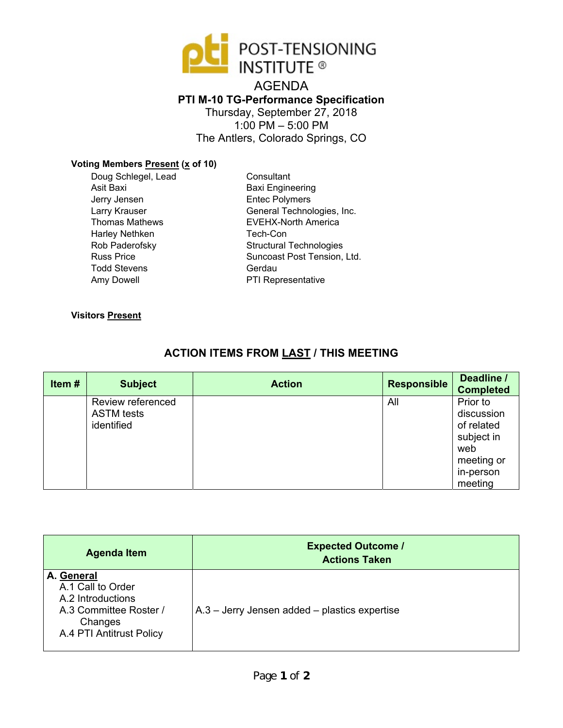POST-TENSIONING INSTITUTE ®

# AGENDA

## PTI M-10 TG-Performance Specification

Thursday, September 27, 2018
1:00 PM – 5:00 PM
The Antlers, Colorado Springs, CO

**Voting Members Present (x of 10)**

| | |
|---|---|
| Doug Schlegel, Lead | Consultant |
| Asit Baxi | Baxi Engineering |
| Jerry Jensen | Entec Polymers |
| Larry Krauser | General Technologies, Inc. |
| Thomas Mathews | EVEHX-North America |
| Harley Nethken | Tech-Con |
| Rob Paderofsky | Structural Technologies |
| Russ Price | Suncoast Post Tension, Ltd. |
| Todd Stevens | Gerdau |
| Amy Dowell | PTI Representative |

**Visitors Present**

### ACTION ITEMS FROM LAST / THIS MEETING

| Item # | Subject | Action | Responsible | Deadline / Completed |
|---|---|---|---|---|
| | Review referenced ASTM tests identified | | All | Prior to discussion of related subject in web meeting or in-person meeting |

| Agenda Item | Expected Outcome / Actions Taken |
|---|---|
| **A. General**<br>A.1 Call to Order<br>A.2 Introductions<br>A.3 Committee Roster / Changes<br>A.4 PTI Antitrust Policy | A.3 – Jerry Jensen added – plastics expertise |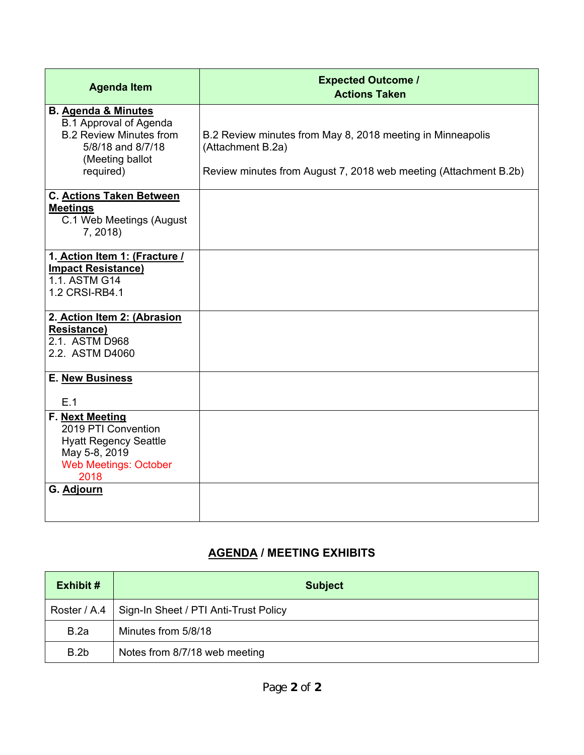| Agenda Item | Expected Outcome / Actions Taken |
|---|---|
| **B. Agenda & Minutes**<br>B.1 Approval of Agenda<br>B.2 Review Minutes from 5/8/18 and 8/7/18 (Meeting ballot required) | B.2 Review minutes from May 8, 2018 meeting in Minneapolis (Attachment B.2a)<br><br>Review minutes from August 7, 2018 web meeting (Attachment B.2b) |
| **C. Actions Taken Between Meetings**<br>C.1 Web Meetings (August 7, 2018) | |
| **1. Action Item 1: (Fracture / Impact Resistance)**<br>1.1. ASTM G14<br>1.2 CRSI-RB4.1 | |
| **2. Action Item 2: (Abrasion Resistance)**<br>2.1. ASTM D968<br>2.2. ASTM D4060 | |
| **E. New Business**<br><br>E.1 | |
| **F. Next Meeting**<br>2019 PTI Convention<br>Hyatt Regency Seattle<br>May 5-8, 2019<br>Web Meetings: October 2018 | |
| **G. Adjourn** | |

## AGENDA / MEETING EXHIBITS

| Exhibit # | Subject |
|---|---|
| Roster / A.4 | Sign-In Sheet / PTI Anti-Trust Policy |
| B.2a | Minutes from 5/8/18 |
| B.2b | Notes from 8/7/18 web meeting |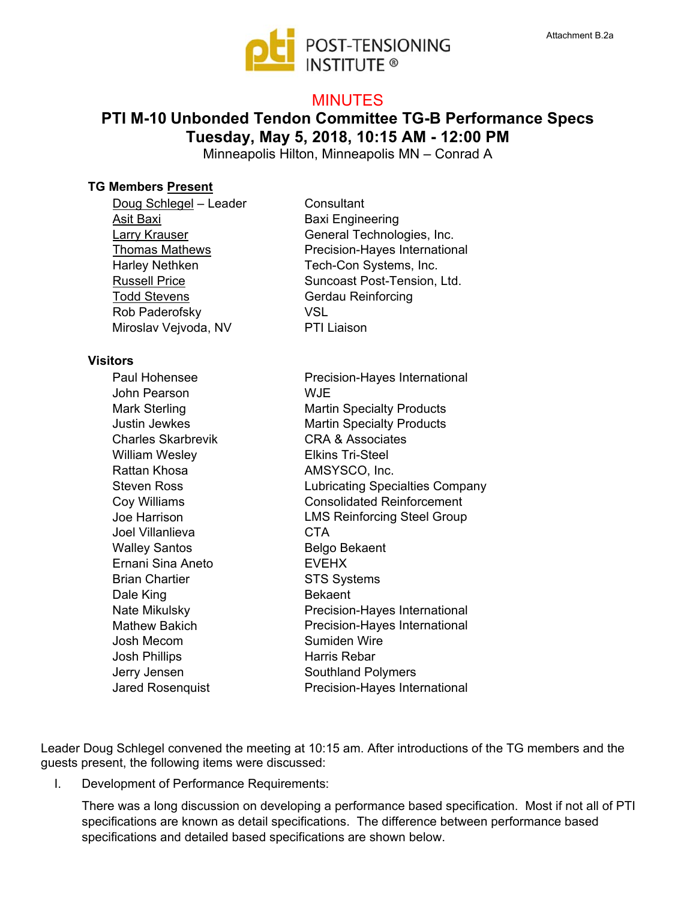Attachment B.2a

POST-TENSIONING INSTITUTE ®

# MINUTES

## PTI M-10 Unbonded Tendon Committee TG-B Performance Specs
## Tuesday, May 5, 2018, 10:15 AM - 12:00 PM

Minneapolis Hilton, Minneapolis MN – Conrad A

**TG Members Present**

| | |
|---|---|
| Doug Schlegel – Leader | Consultant |
| Asit Baxi | Baxi Engineering |
| Larry Krauser | General Technologies, Inc. |
| Thomas Mathews | Precision-Hayes International |
| Harley Nethken | Tech-Con Systems, Inc. |
| Russell Price | Suncoast Post-Tension, Ltd. |
| Todd Stevens | Gerdau Reinforcing |
| Rob Paderofsky | VSL |
| Miroslav Vejvoda, NV | PTI Liaison |

**Visitors**

| | |
|---|---|
| Paul Hohensee | Precision-Hayes International |
| John Pearson | WJE |
| Mark Sterling | Martin Specialty Products |
| Justin Jewkes | Martin Specialty Products |
| Charles Skarbrevik | CRA & Associates |
| William Wesley | Elkins Tri-Steel |
| Rattan Khosa | AMSYSCO, Inc. |
| Steven Ross | Lubricating Specialties Company |
| Coy Williams | Consolidated Reinforcement |
| Joe Harrison | LMS Reinforcing Steel Group |
| Joel Villanlieva | CTA |
| Walley Santos | Belgo Bekaent |
| Ernani Sina Aneto | EVEHX |
| Brian Chartier | STS Systems |
| Dale King | Bekaent |
| Nate Mikulsky | Precision-Hayes International |
| Mathew Bakich | Precision-Hayes International |
| Josh Mecom | Sumiden Wire |
| Josh Phillips | Harris Rebar |
| Jerry Jensen | Southland Polymers |
| Jared Rosenquist | Precision-Hayes International |

Leader Doug Schlegel convened the meeting at 10:15 am. After introductions of the TG members and the guests present, the following items were discussed:

I. Development of Performance Requirements:

There was a long discussion on developing a performance based specification. Most if not all of PTI specifications are known as detail specifications. The difference between performance based specifications and detailed based specifications are shown below.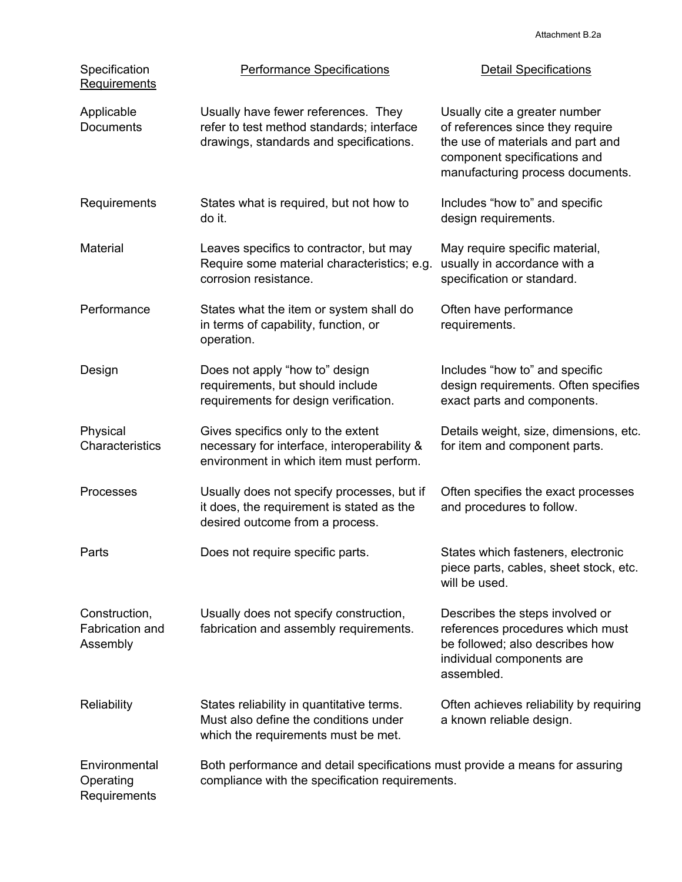Attachment B.2a

| Specification Requirements | Performance Specifications | Detail Specifications |
|---|---|---|
| Applicable Documents | Usually have fewer references. They refer to test method standards; interface drawings, standards and specifications. | Usually cite a greater number of references since they require the use of materials and part and component specifications and manufacturing process documents. |
| Requirements | States what is required, but not how to do it. | Includes "how to" and specific design requirements. |
| Material | Leaves specifics to contractor, but may Require some material characteristics; e.g. corrosion resistance. | May require specific material, usually in accordance with a specification or standard. |
| Performance | States what the item or system shall do in terms of capability, function, or operation. | Often have performance requirements. |
| Design | Does not apply "how to" design requirements, but should include requirements for design verification. | Includes "how to" and specific design requirements. Often specifies exact parts and components. |
| Physical Characteristics | Gives specifics only to the extent necessary for interface, interoperability & environment in which item must perform. | Details weight, size, dimensions, etc. for item and component parts. |
| Processes | Usually does not specify processes, but if it does, the requirement is stated as the desired outcome from a process. | Often specifies the exact processes and procedures to follow. |
| Parts | Does not require specific parts. | States which fasteners, electronic piece parts, cables, sheet stock, etc. will be used. |
| Construction, Fabrication and Assembly | Usually does not specify construction, fabrication and assembly requirements. | Describes the steps involved or references procedures which must be followed; also describes how individual components are assembled. |
| Reliability | States reliability in quantitative terms. Must also define the conditions under which the requirements must be met. | Often achieves reliability by requiring a known reliable design. |
| Environmental Operating Requirements | Both performance and detail specifications must provide a means for assuring compliance with the specification requirements. | |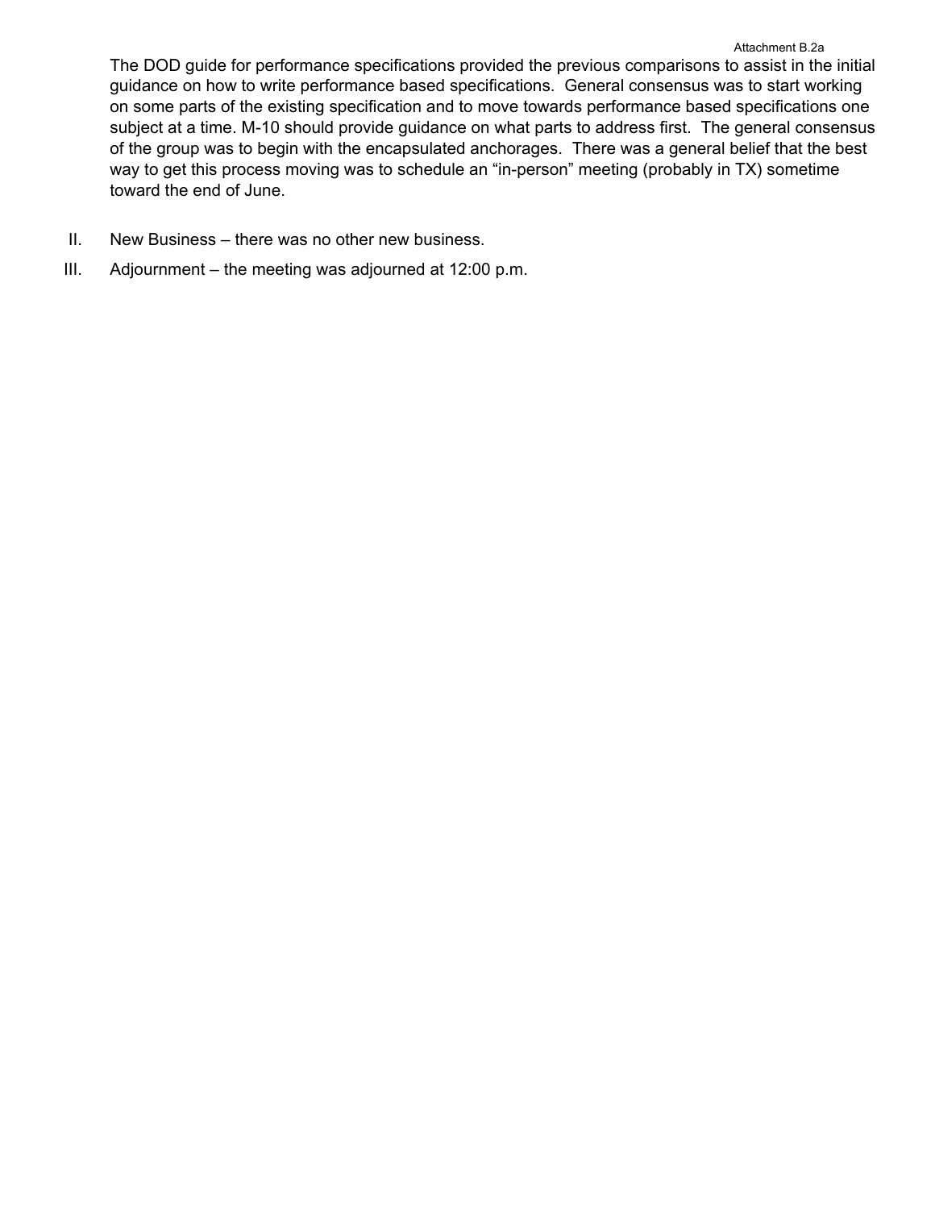The DOD guide for performance specifications provided the previous comparisons to assist in the initial guidance on how to write performance based specifications. General consensus was to start working on some parts of the existing specification and to move towards performance based specifications one subject at a time. M-10 should provide guidance on what parts to address first. The general consensus of the group was to begin with the encapsulated anchorages. There was a general belief that the best way to get this process moving was to schedule an "in-person" meeting (probably in TX) sometime toward the end of June.

II. New Business – there was no other new business.

III. Adjournment – the meeting was adjourned at 12:00 p.m.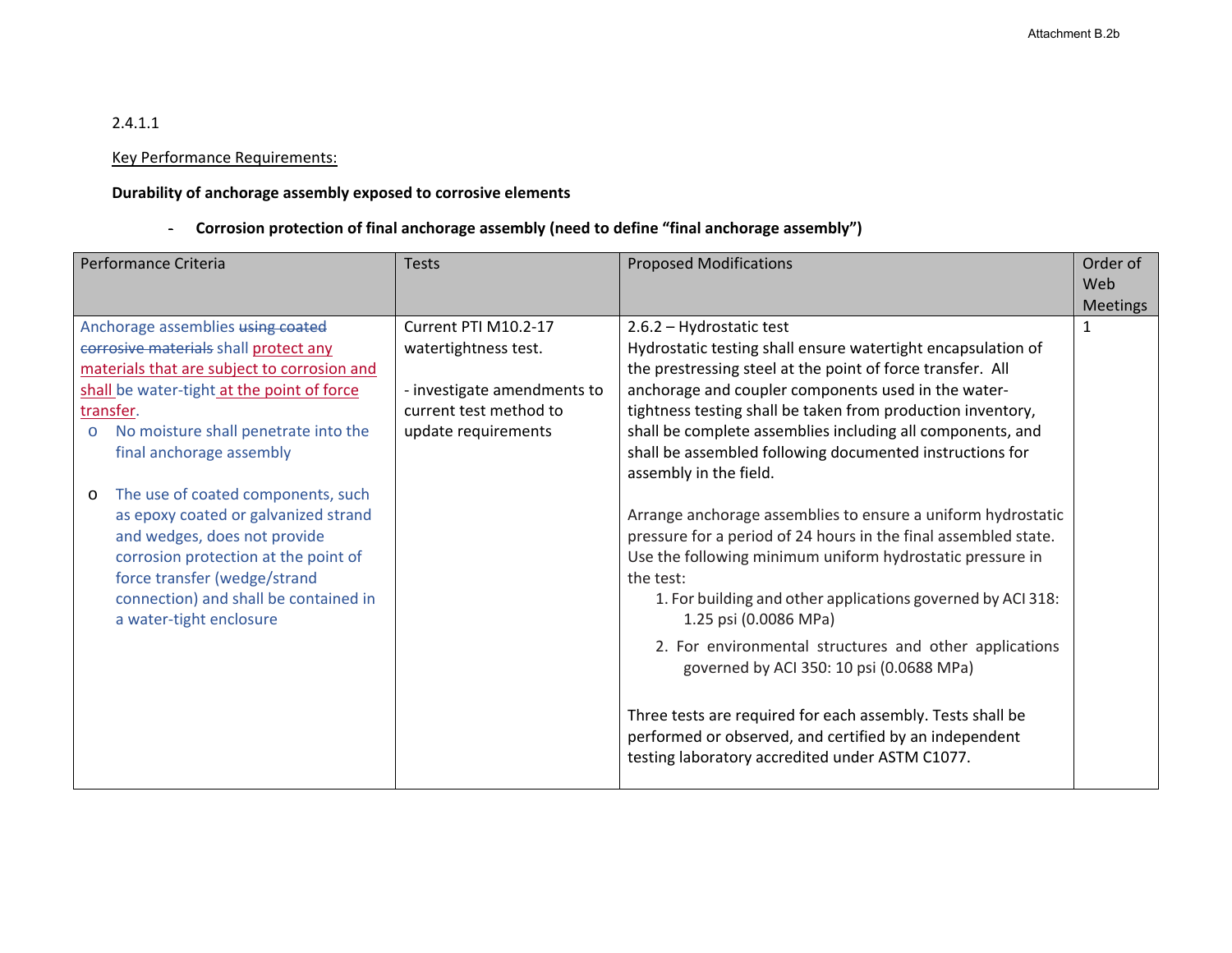2.4.1.1

Key Performance Requirements:

**Durability of anchorage assembly exposed to corrosive elements**

- **Corrosion protection of final anchorage assembly (need to define "final anchorage assembly")**

| Performance Criteria | Tests | Proposed Modifications | Order of Web Meetings |
|---|---|---|---|
| Anchorage assemblies ~~using coated corrosive materials~~ shall protect any materials that are subject to corrosion and shall be water-tight at the point of force transfer.<br>o No moisture shall penetrate into the final anchorage assembly<br><br>o The use of coated components, such as epoxy coated or galvanized strand and wedges, does not provide corrosion protection at the point of force transfer (wedge/strand connection) and shall be contained in a water-tight enclosure | Current PTI M10.2-17 watertightness test.<br><br>- investigate amendments to current test method to update requirements | 2.6.2 – Hydrostatic test<br>Hydrostatic testing shall ensure watertight encapsulation of the prestressing steel at the point of force transfer. All anchorage and coupler components used in the water-tightness testing shall be taken from production inventory, shall be complete assemblies including all components, and shall be assembled following documented instructions for assembly in the field.<br><br>Arrange anchorage assemblies to ensure a uniform hydrostatic pressure for a period of 24 hours in the final assembled state. Use the following minimum uniform hydrostatic pressure in the test:<br>1. For building and other applications governed by ACI 318: 1.25 psi (0.0086 MPa)<br>2. For environmental structures and other applications governed by ACI 350: 10 psi (0.0688 MPa)<br><br>Three tests are required for each assembly. Tests shall be performed or observed, and certified by an independent testing laboratory accredited under ASTM C1077. | 1 |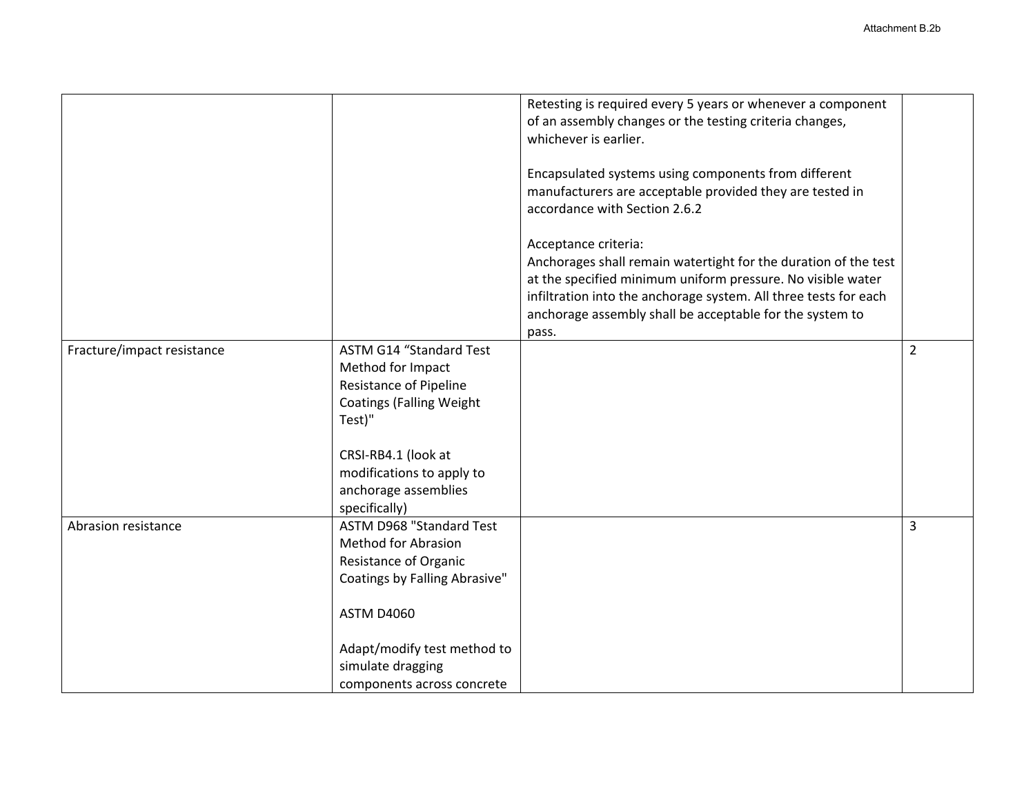| | | | |
|---|---|---|---|
| | | Retesting is required every 5 years or whenever a component of an assembly changes or the testing criteria changes, whichever is earlier.<br><br>Encapsulated systems using components from different manufacturers are acceptable provided they are tested in accordance with Section 2.6.2<br><br>Acceptance criteria:<br>Anchorages shall remain watertight for the duration of the test at the specified minimum uniform pressure. No visible water infiltration into the anchorage system. All three tests for each anchorage assembly shall be acceptable for the system to pass. | |
| Fracture/impact resistance | ASTM G14 “Standard Test Method for Impact Resistance of Pipeline Coatings (Falling Weight Test)"<br><br>CRSI-RB4.1 (look at modifications to apply to anchorage assemblies specifically) | | 2 |
| Abrasion resistance | ASTM D968 "Standard Test Method for Abrasion Resistance of Organic Coatings by Falling Abrasive"<br><br>ASTM D4060<br><br>Adapt/modify test method to simulate dragging components across concrete | | 3 |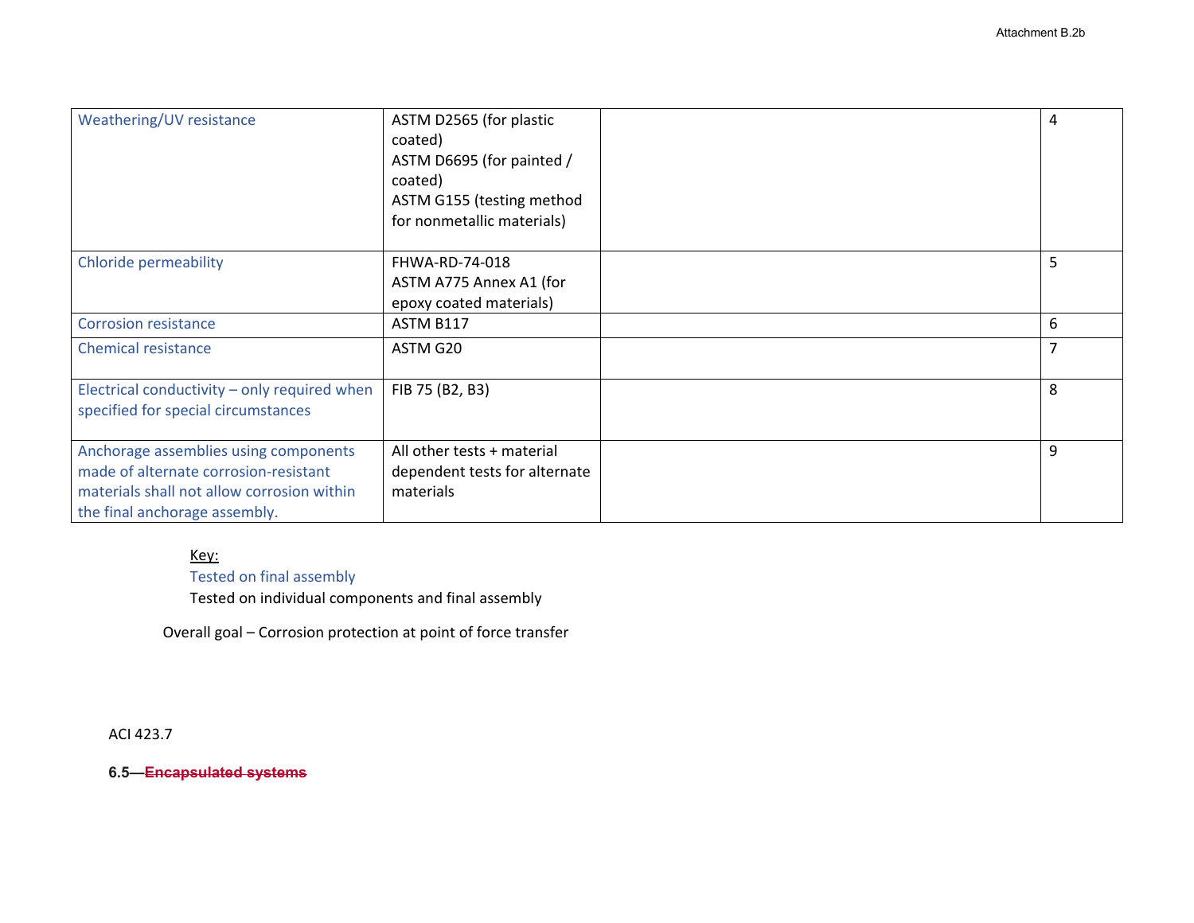| Weathering/UV resistance | ASTM D2565 (for plastic coated)<br>ASTM D6695 (for painted / coated)<br>ASTM G155 (testing method for nonmetallic materials) | | 4 |
|---|---|---|---|
| Chloride permeability | FHWA-RD-74-018<br>ASTM A775 Annex A1 (for epoxy coated materials) | | 5 |
| Corrosion resistance | ASTM B117 | | 6 |
| Chemical resistance | ASTM G20 | | 7 |
| Electrical conductivity – only required when specified for special circumstances | FIB 75 (B2, B3) | | 8 |
| Anchorage assemblies using components made of alternate corrosion-resistant materials shall not allow corrosion within the final anchorage assembly. | All other tests + material dependent tests for alternate materials | | 9 |

Key:
Tested on final assembly
Tested on individual components and final assembly

Overall goal – Corrosion protection at point of force transfer

ACI 423.7

**6.5—~~Encapsulated systems~~**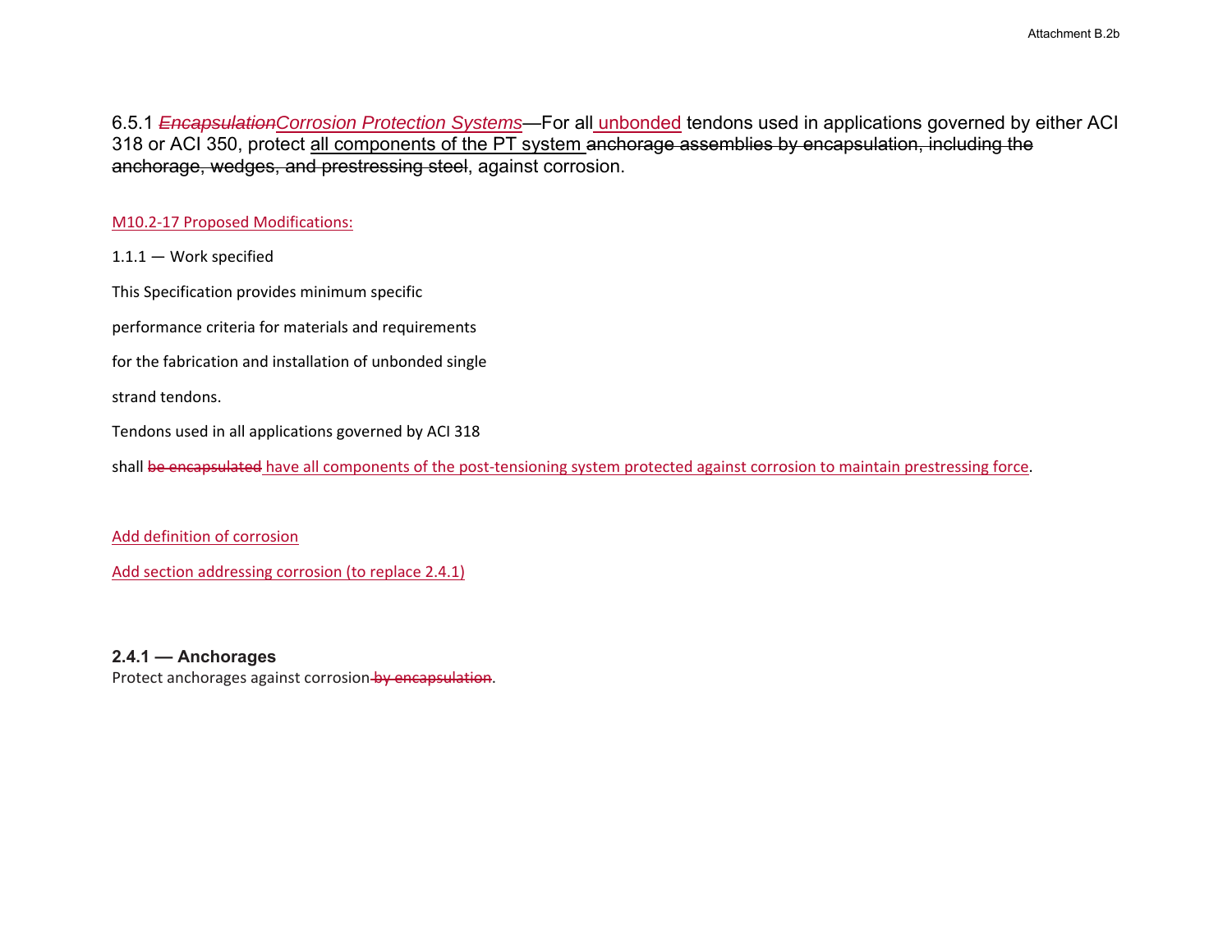6.5.1 ~~*Encapsulation*~~*Corrosion Protection Systems*—For all unbonded tendons used in applications governed by either ACI 318 or ACI 350, protect all components of the PT system ~~anchorage assemblies by encapsulation, including the anchorage, wedges, and prestressing steel~~, against corrosion.

M10.2-17 Proposed Modifications:

1.1.1 — Work specified

This Specification provides minimum specific

performance criteria for materials and requirements

for the fabrication and installation of unbonded single

strand tendons.

Tendons used in all applications governed by ACI 318

shall ~~be encapsulated~~ have all components of the post-tensioning system protected against corrosion to maintain prestressing force.

Add definition of corrosion

Add section addressing corrosion (to replace 2.4.1)

**2.4.1 — Anchorages**

Protect anchorages against corrosion ~~by encapsulation~~.